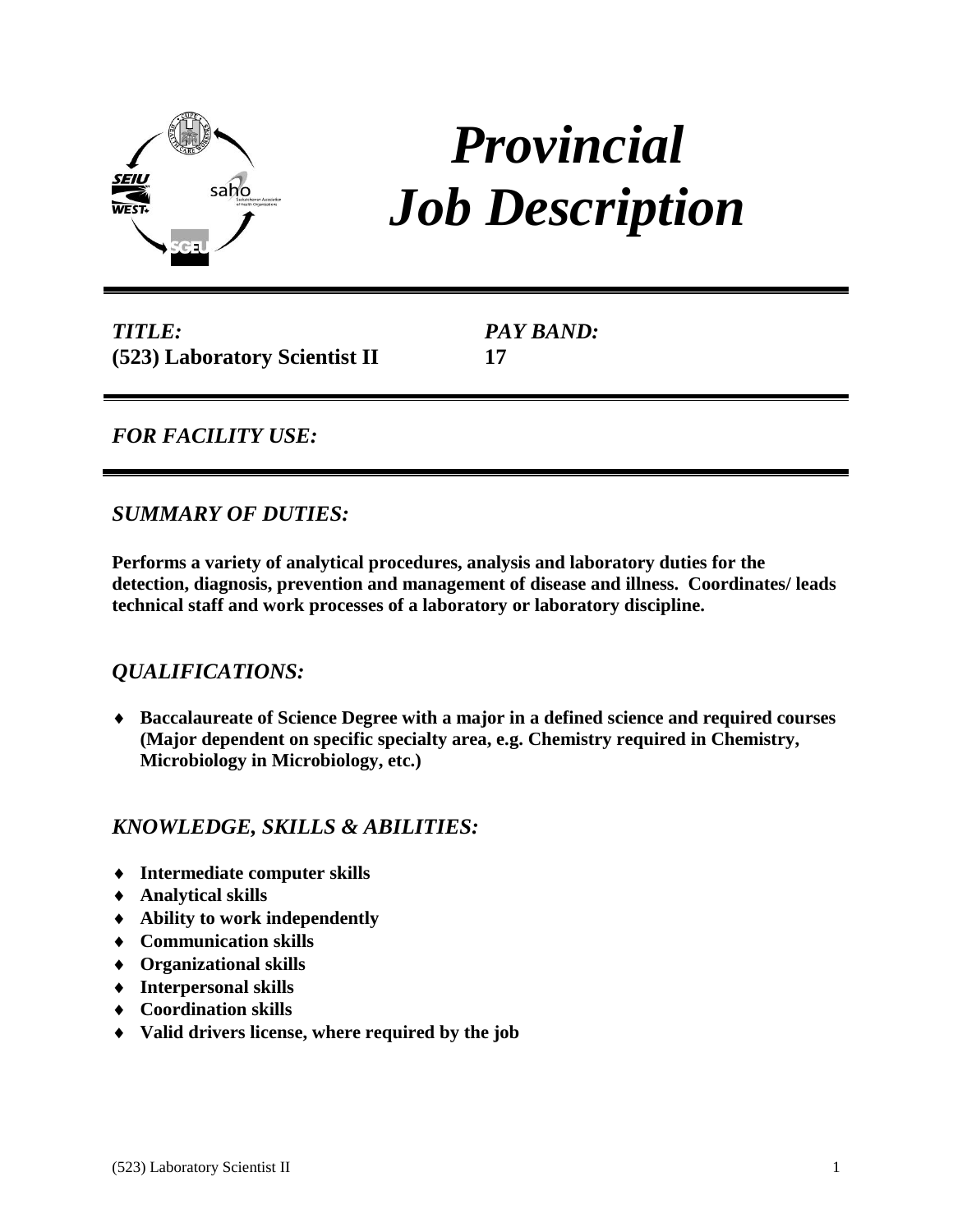# *Provincial Job Description*

***TITLE:***
**(523) Laboratory Scientist II**

***PAY BAND:***
**17**

## *FOR FACILITY USE:*

## *SUMMARY OF DUTIES:*

**Performs a variety of analytical procedures, analysis and laboratory duties for the detection, diagnosis, prevention and management of disease and illness. Coordinates/ leads technical staff and work processes of a laboratory or laboratory discipline.**

## *QUALIFICATIONS:*

- **Baccalaureate of Science Degree with a major in a defined science and required courses (Major dependent on specific specialty area, e.g. Chemistry required in Chemistry, Microbiology in Microbiology, etc.)**

## *KNOWLEDGE, SKILLS & ABILITIES:*

- **Intermediate computer skills**
- **Analytical skills**
- **Ability to work independently**
- **Communication skills**
- **Organizational skills**
- **Interpersonal skills**
- **Coordination skills**
- **Valid drivers license, where required by the job**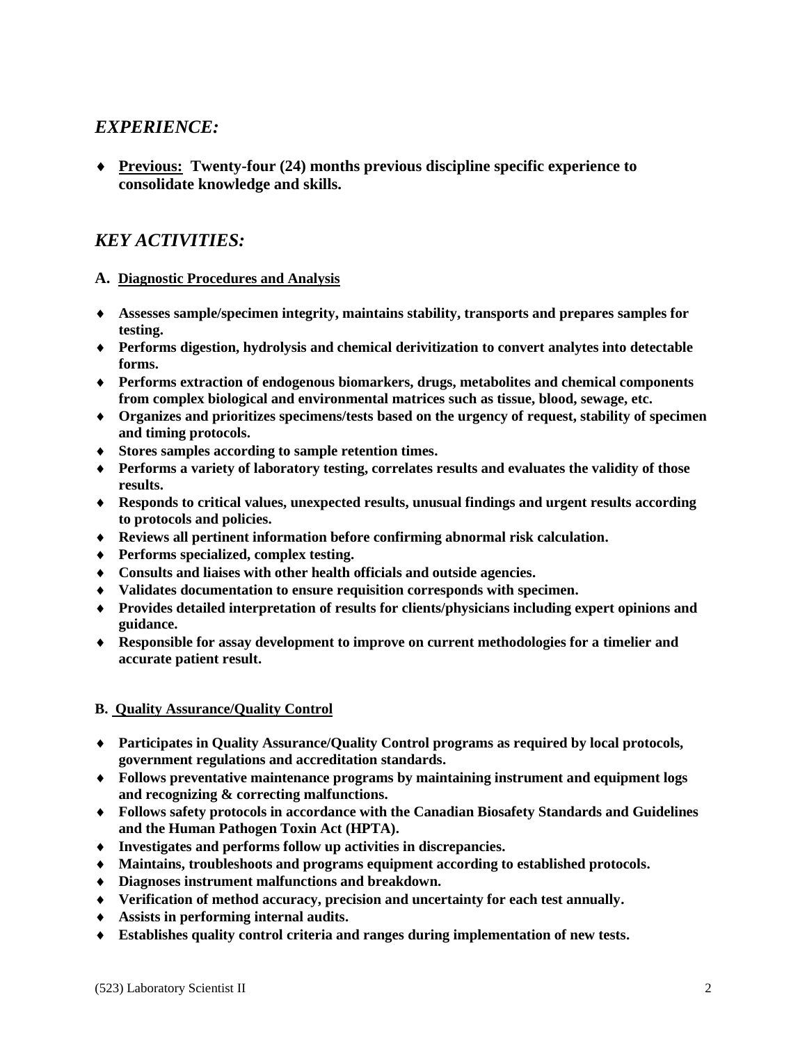## *EXPERIENCE:*

- **Previous:** **Twenty-four (24) months previous discipline specific experience to consolidate knowledge and skills.**

## *KEY ACTIVITIES:*

### A. Diagnostic Procedures and Analysis

- **Assesses sample/specimen integrity, maintains stability, transports and prepares samples for testing.**
- **Performs digestion, hydrolysis and chemical derivitization to convert analytes into detectable forms.**
- **Performs extraction of endogenous biomarkers, drugs, metabolites and chemical components from complex biological and environmental matrices such as tissue, blood, sewage, etc.**
- **Organizes and prioritizes specimens/tests based on the urgency of request, stability of specimen and timing protocols.**
- **Stores samples according to sample retention times.**
- **Performs a variety of laboratory testing, correlates results and evaluates the validity of those results.**
- **Responds to critical values, unexpected results, unusual findings and urgent results according to protocols and policies.**
- **Reviews all pertinent information before confirming abnormal risk calculation.**
- **Performs specialized, complex testing.**
- **Consults and liaises with other health officials and outside agencies.**
- **Validates documentation to ensure requisition corresponds with specimen.**
- **Provides detailed interpretation of results for clients/physicians including expert opinions and guidance.**
- **Responsible for assay development to improve on current methodologies for a timelier and accurate patient result.**

### B. Quality Assurance/Quality Control

- **Participates in Quality Assurance/Quality Control programs as required by local protocols, government regulations and accreditation standards.**
- **Follows preventative maintenance programs by maintaining instrument and equipment logs and recognizing & correcting malfunctions.**
- **Follows safety protocols in accordance with the Canadian Biosafety Standards and Guidelines and the Human Pathogen Toxin Act (HPTA).**
- **Investigates and performs follow up activities in discrepancies.**
- **Maintains, troubleshoots and programs equipment according to established protocols.**
- **Diagnoses instrument malfunctions and breakdown.**
- **Verification of method accuracy, precision and uncertainty for each test annually.**
- **Assists in performing internal audits.**
- **Establishes quality control criteria and ranges during implementation of new tests.**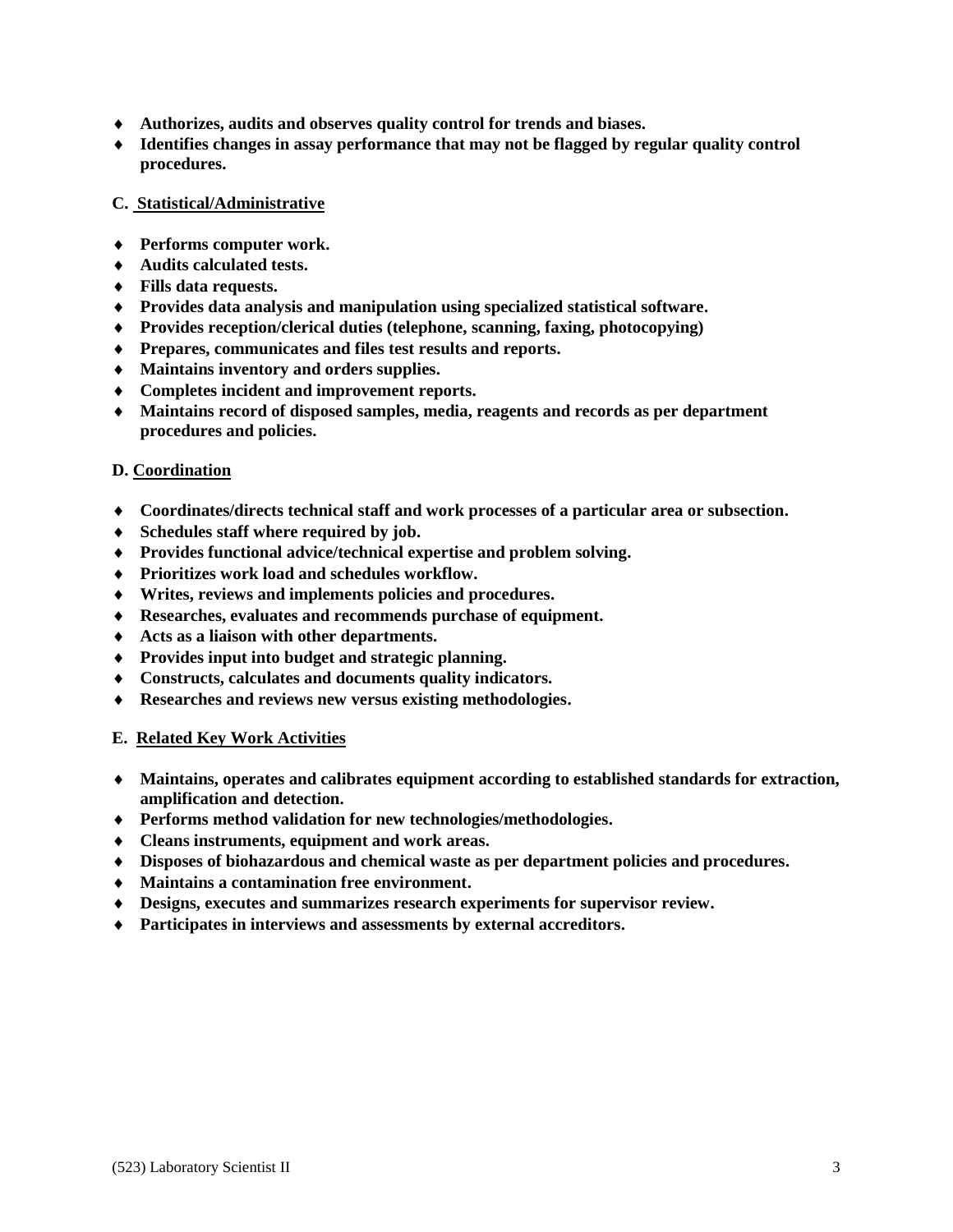- **Authorizes, audits and observes quality control for trends and biases.**
- **Identifies changes in assay performance that may not be flagged by regular quality control procedures.**

**C. Statistical/Administrative**

- **Performs computer work.**
- **Audits calculated tests.**
- **Fills data requests.**
- **Provides data analysis and manipulation using specialized statistical software.**
- **Provides reception/clerical duties (telephone, scanning, faxing, photocopying)**
- **Prepares, communicates and files test results and reports.**
- **Maintains inventory and orders supplies.**
- **Completes incident and improvement reports.**
- **Maintains record of disposed samples, media, reagents and records as per department procedures and policies.**

**D. Coordination**

- **Coordinates/directs technical staff and work processes of a particular area or subsection.**
- **Schedules staff where required by job.**
- **Provides functional advice/technical expertise and problem solving.**
- **Prioritizes work load and schedules workflow.**
- **Writes, reviews and implements policies and procedures.**
- **Researches, evaluates and recommends purchase of equipment.**
- **Acts as a liaison with other departments.**
- **Provides input into budget and strategic planning.**
- **Constructs, calculates and documents quality indicators.**
- **Researches and reviews new versus existing methodologies.**

**E. Related Key Work Activities**

- **Maintains, operates and calibrates equipment according to established standards for extraction, amplification and detection.**
- **Performs method validation for new technologies/methodologies.**
- **Cleans instruments, equipment and work areas.**
- **Disposes of biohazardous and chemical waste as per department policies and procedures.**
- **Maintains a contamination free environment.**
- **Designs, executes and summarizes research experiments for supervisor review.**
- **Participates in interviews and assessments by external accreditors.**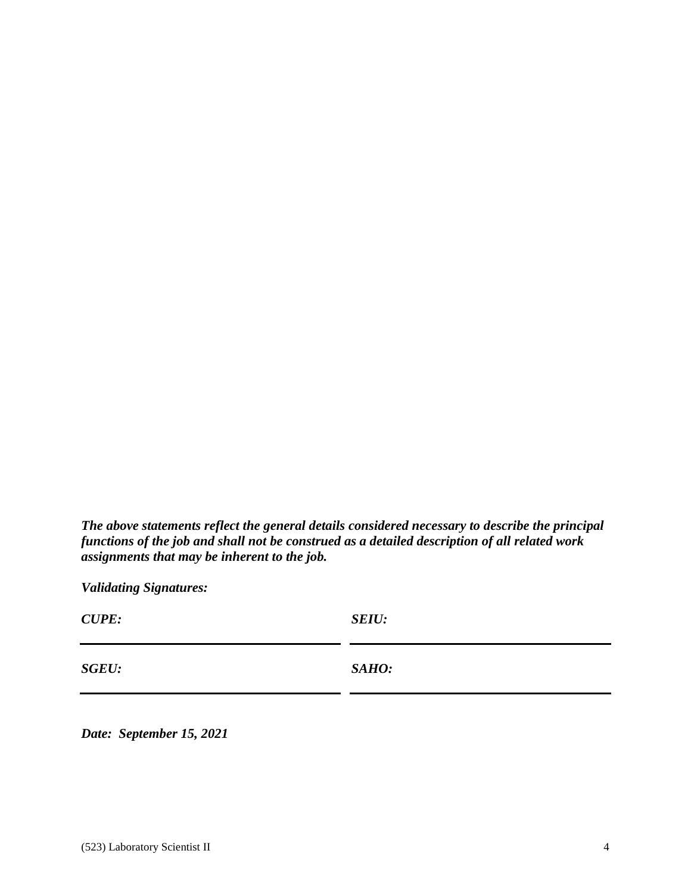***The above statements reflect the general details considered necessary to describe the principal functions of the job and shall not be construed as a detailed description of all related work assignments that may be inherent to the job.***

***Validating Signatures:***

| | |
|---|---|
| ***CUPE:*** | ***SEIU:*** |
| ***SGEU:*** | ***SAHO:*** |

***Date: September 15, 2021***